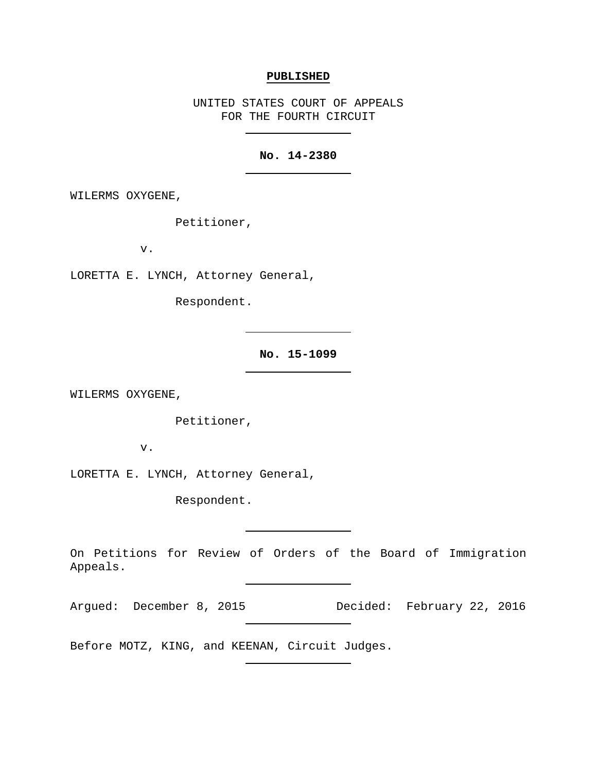**PUBLISHED**

UNITED STATES COURT OF APPEALS
FOR THE FOURTH CIRCUIT

---

**No. 14-2380**

---

WILERMS OXYGENE,

Petitioner,

v.

LORETTA E. LYNCH, Attorney General,

Respondent.

---

**No. 15-1099**

---

WILERMS OXYGENE,

Petitioner,

v.

LORETTA E. LYNCH, Attorney General,

Respondent.

---

On Petitions for Review of Orders of the Board of Immigration Appeals.

---

Argued: December 8, 2015 Decided: February 22, 2016

---

Before MOTZ, KING, and KEENAN, Circuit Judges.

---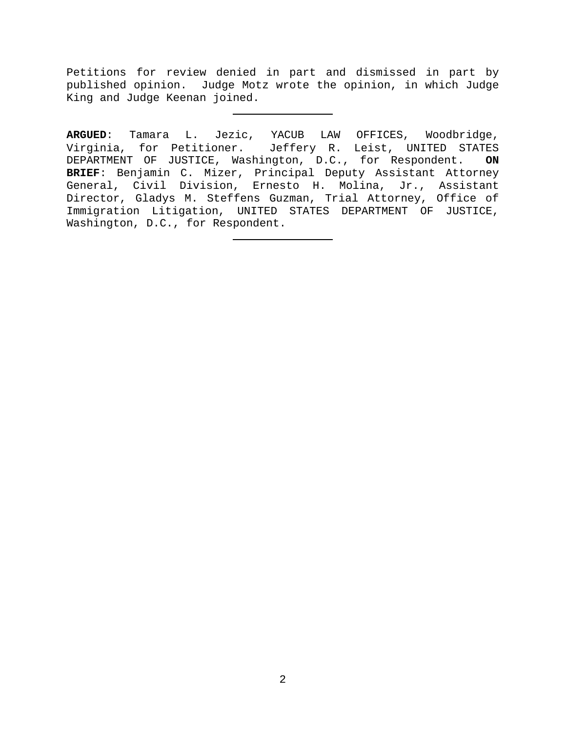Petitions for review denied in part and dismissed in part by published opinion. Judge Motz wrote the opinion, in which Judge King and Judge Keenan joined.

---

**ARGUED**: Tamara L. Jezic, YACUB LAW OFFICES, Woodbridge, Virginia, for Petitioner. Jeffery R. Leist, UNITED STATES DEPARTMENT OF JUSTICE, Washington, D.C., for Respondent. **ON BRIEF**: Benjamin C. Mizer, Principal Deputy Assistant Attorney General, Civil Division, Ernesto H. Molina, Jr., Assistant Director, Gladys M. Steffens Guzman, Trial Attorney, Office of Immigration Litigation, UNITED STATES DEPARTMENT OF JUSTICE, Washington, D.C., for Respondent.

---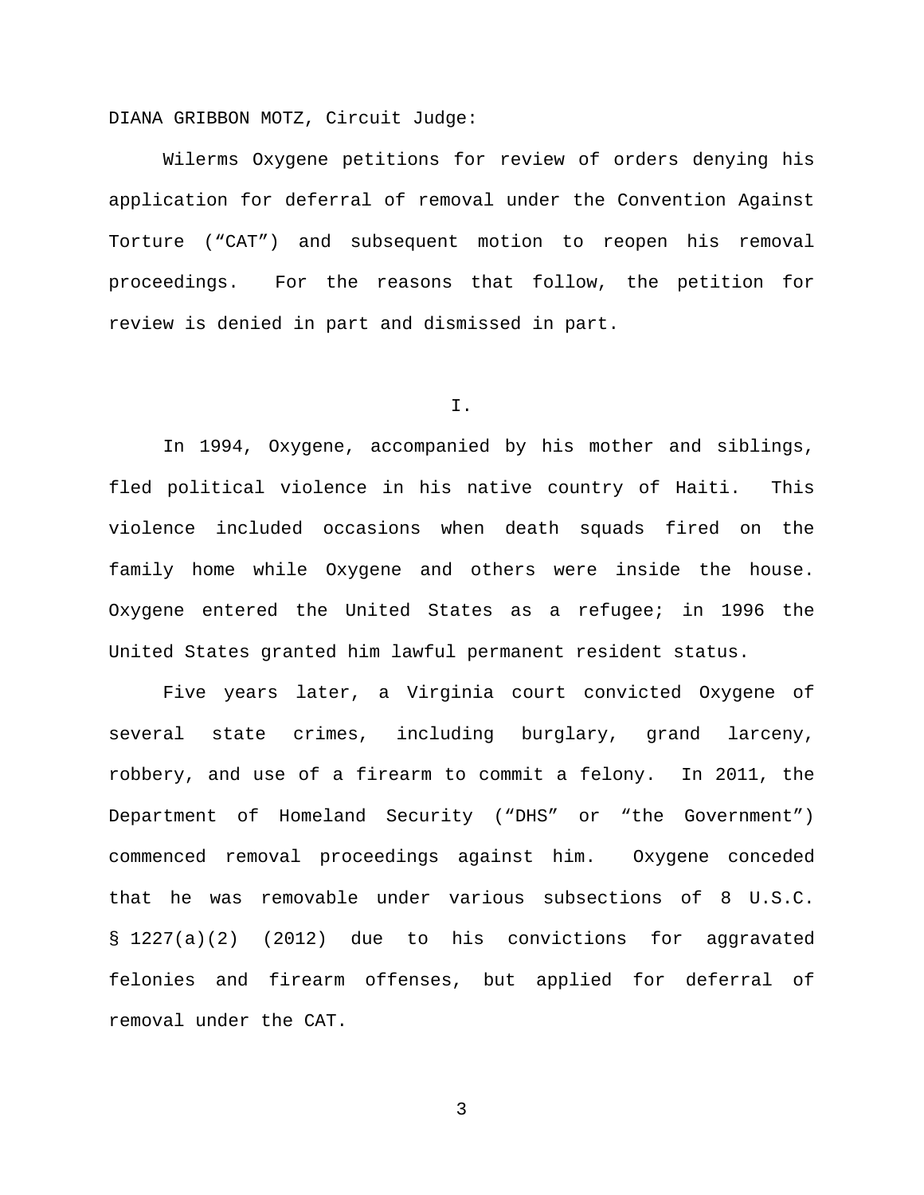DIANA GRIBBON MOTZ, Circuit Judge:

Wilerms Oxygene petitions for review of orders denying his application for deferral of removal under the Convention Against Torture ("CAT") and subsequent motion to reopen his removal proceedings. For the reasons that follow, the petition for review is denied in part and dismissed in part.

## I.

In 1994, Oxygene, accompanied by his mother and siblings, fled political violence in his native country of Haiti. This violence included occasions when death squads fired on the family home while Oxygene and others were inside the house. Oxygene entered the United States as a refugee; in 1996 the United States granted him lawful permanent resident status.

Five years later, a Virginia court convicted Oxygene of several state crimes, including burglary, grand larceny, robbery, and use of a firearm to commit a felony. In 2011, the Department of Homeland Security ("DHS" or "the Government") commenced removal proceedings against him. Oxygene conceded that he was removable under various subsections of 8 U.S.C. § 1227(a)(2) (2012) due to his convictions for aggravated felonies and firearm offenses, but applied for deferral of removal under the CAT.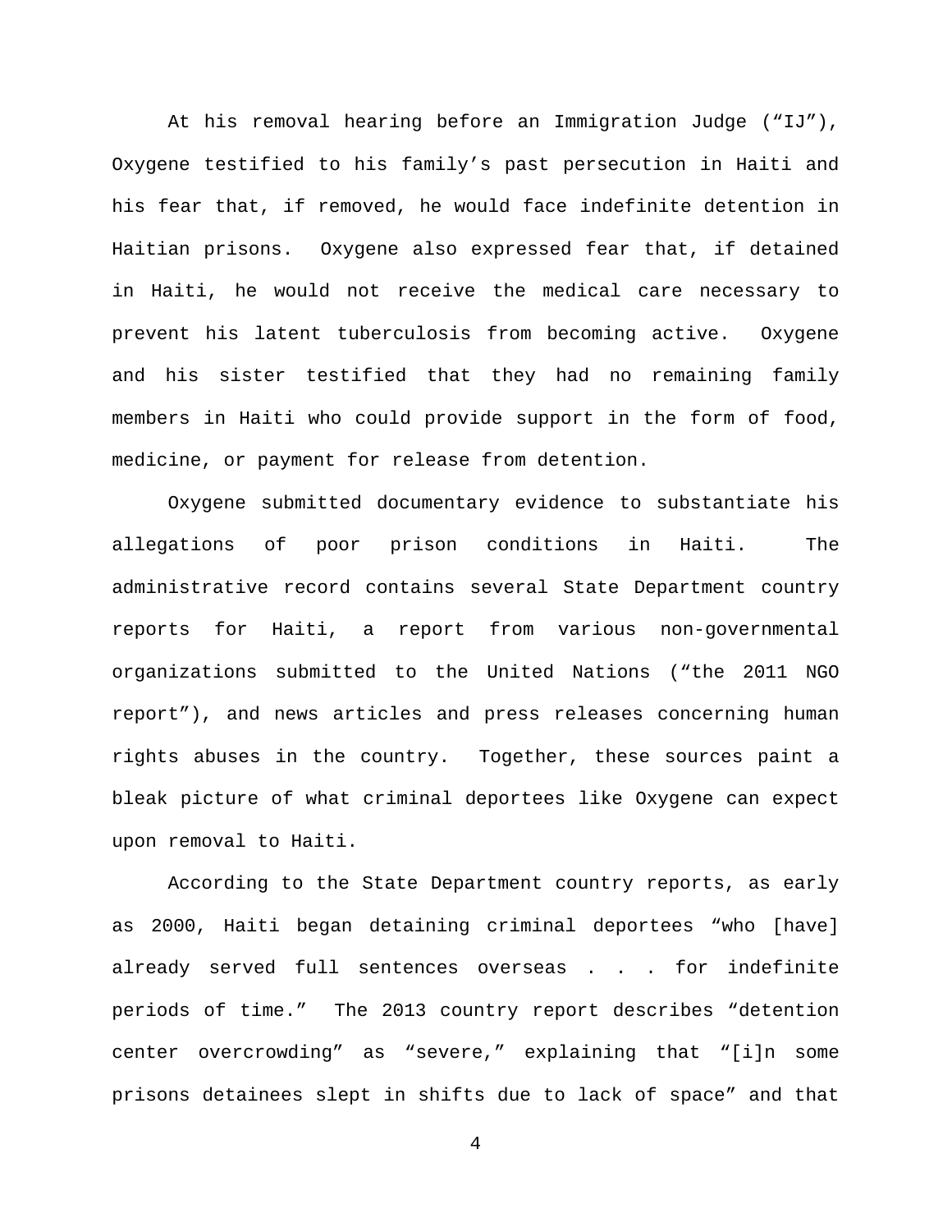At his removal hearing before an Immigration Judge ("IJ"), Oxygene testified to his family's past persecution in Haiti and his fear that, if removed, he would face indefinite detention in Haitian prisons. Oxygene also expressed fear that, if detained in Haiti, he would not receive the medical care necessary to prevent his latent tuberculosis from becoming active. Oxygene and his sister testified that they had no remaining family members in Haiti who could provide support in the form of food, medicine, or payment for release from detention.

Oxygene submitted documentary evidence to substantiate his allegations of poor prison conditions in Haiti. The administrative record contains several State Department country reports for Haiti, a report from various non-governmental organizations submitted to the United Nations ("the 2011 NGO report"), and news articles and press releases concerning human rights abuses in the country. Together, these sources paint a bleak picture of what criminal deportees like Oxygene can expect upon removal to Haiti.

According to the State Department country reports, as early as 2000, Haiti began detaining criminal deportees "who [have] already served full sentences overseas . . . for indefinite periods of time." The 2013 country report describes "detention center overcrowding" as "severe," explaining that "[i]n some prisons detainees slept in shifts due to lack of space" and that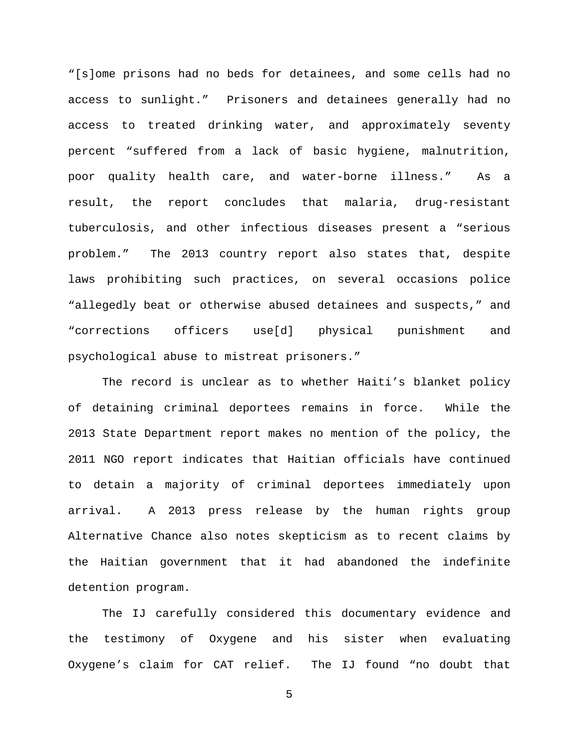"[s]ome prisons had no beds for detainees, and some cells had no access to sunlight." Prisoners and detainees generally had no access to treated drinking water, and approximately seventy percent "suffered from a lack of basic hygiene, malnutrition, poor quality health care, and water-borne illness." As a result, the report concludes that malaria, drug-resistant tuberculosis, and other infectious diseases present a "serious problem." The 2013 country report also states that, despite laws prohibiting such practices, on several occasions police "allegedly beat or otherwise abused detainees and suspects," and "corrections officers use[d] physical punishment and psychological abuse to mistreat prisoners."

The record is unclear as to whether Haiti's blanket policy of detaining criminal deportees remains in force. While the 2013 State Department report makes no mention of the policy, the 2011 NGO report indicates that Haitian officials have continued to detain a majority of criminal deportees immediately upon arrival. A 2013 press release by the human rights group Alternative Chance also notes skepticism as to recent claims by the Haitian government that it had abandoned the indefinite detention program.

The IJ carefully considered this documentary evidence and the testimony of Oxygene and his sister when evaluating Oxygene's claim for CAT relief. The IJ found "no doubt that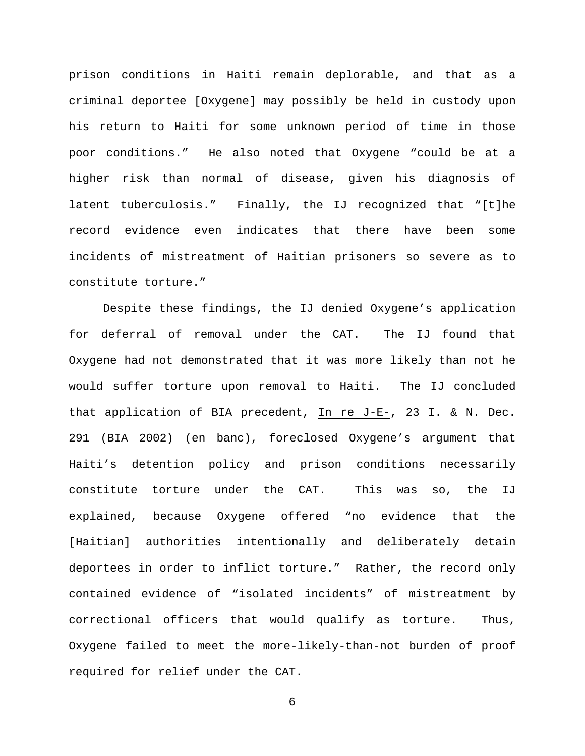prison conditions in Haiti remain deplorable, and that as a criminal deportee [Oxygene] may possibly be held in custody upon his return to Haiti for some unknown period of time in those poor conditions." He also noted that Oxygene "could be at a higher risk than normal of disease, given his diagnosis of latent tuberculosis." Finally, the IJ recognized that "[t]he record evidence even indicates that there have been some incidents of mistreatment of Haitian prisoners so severe as to constitute torture."

Despite these findings, the IJ denied Oxygene's application for deferral of removal under the CAT. The IJ found that Oxygene had not demonstrated that it was more likely than not he would suffer torture upon removal to Haiti. The IJ concluded that application of BIA precedent, In re J-E-, 23 I. & N. Dec. 291 (BIA 2002) (en banc), foreclosed Oxygene's argument that Haiti's detention policy and prison conditions necessarily constitute torture under the CAT. This was so, the IJ explained, because Oxygene offered "no evidence that the [Haitian] authorities intentionally and deliberately detain deportees in order to inflict torture." Rather, the record only contained evidence of "isolated incidents" of mistreatment by correctional officers that would qualify as torture. Thus, Oxygene failed to meet the more-likely-than-not burden of proof required for relief under the CAT.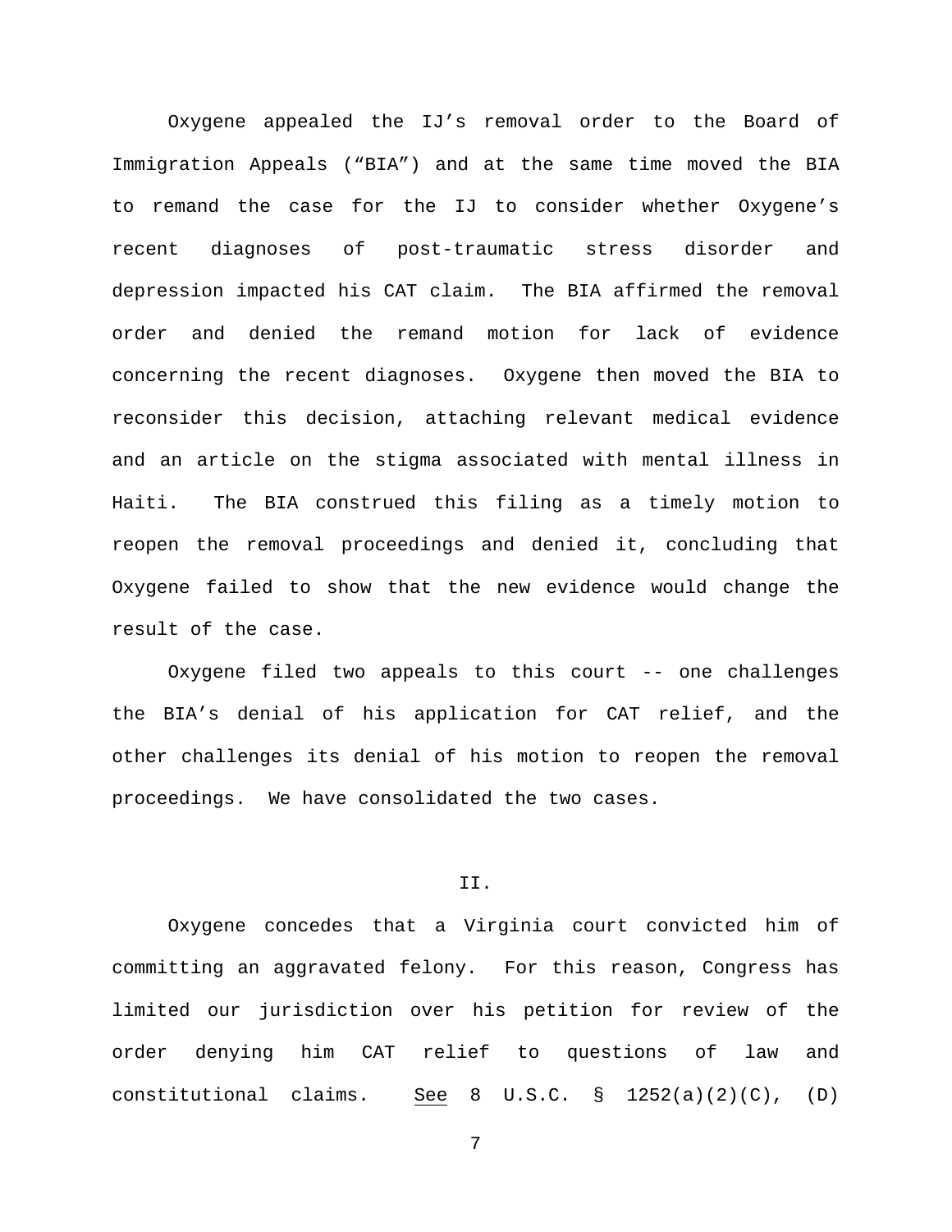Oxygene appealed the IJ's removal order to the Board of Immigration Appeals ("BIA") and at the same time moved the BIA to remand the case for the IJ to consider whether Oxygene's recent diagnoses of post-traumatic stress disorder and depression impacted his CAT claim. The BIA affirmed the removal order and denied the remand motion for lack of evidence concerning the recent diagnoses. Oxygene then moved the BIA to reconsider this decision, attaching relevant medical evidence and an article on the stigma associated with mental illness in Haiti. The BIA construed this filing as a timely motion to reopen the removal proceedings and denied it, concluding that Oxygene failed to show that the new evidence would change the result of the case.

Oxygene filed two appeals to this court -- one challenges the BIA's denial of his application for CAT relief, and the other challenges its denial of his motion to reopen the removal proceedings. We have consolidated the two cases.

## II.

Oxygene concedes that a Virginia court convicted him of committing an aggravated felony. For this reason, Congress has limited our jurisdiction over his petition for review of the order denying him CAT relief to questions of law and constitutional claims. <u>See</u> 8 U.S.C. § 1252(a)(2)(C), (D)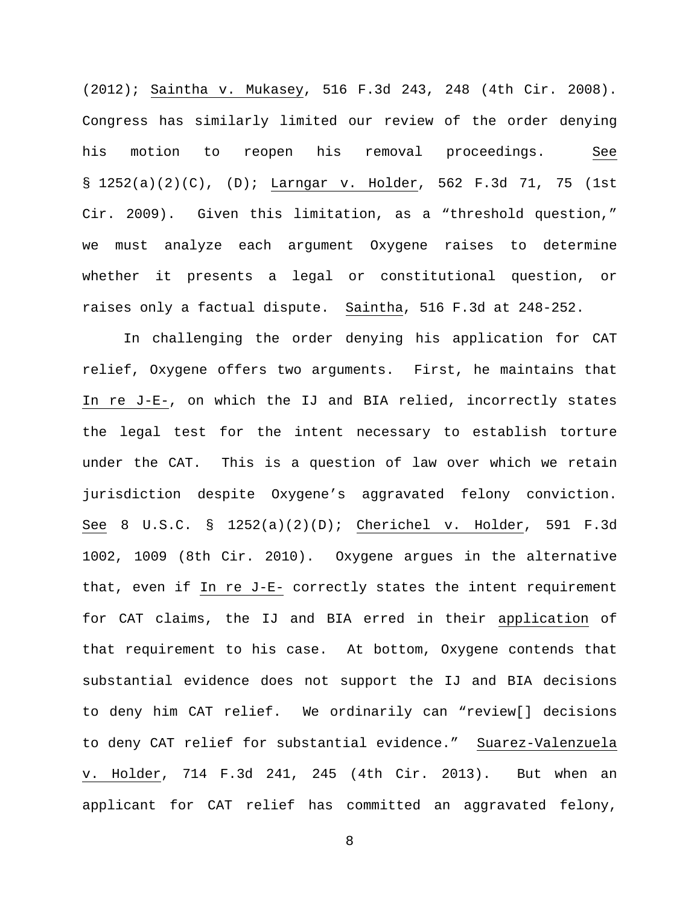(2012); Saintha v. Mukasey, 516 F.3d 243, 248 (4th Cir. 2008). Congress has similarly limited our review of the order denying his motion to reopen his removal proceedings. See § 1252(a)(2)(C), (D); Larngar v. Holder, 562 F.3d 71, 75 (1st Cir. 2009). Given this limitation, as a "threshold question," we must analyze each argument Oxygene raises to determine whether it presents a legal or constitutional question, or raises only a factual dispute. Saintha, 516 F.3d at 248-252.

In challenging the order denying his application for CAT relief, Oxygene offers two arguments. First, he maintains that In re J-E-, on which the IJ and BIA relied, incorrectly states the legal test for the intent necessary to establish torture under the CAT. This is a question of law over which we retain jurisdiction despite Oxygene's aggravated felony conviction. See 8 U.S.C. § 1252(a)(2)(D); Cherichel v. Holder, 591 F.3d 1002, 1009 (8th Cir. 2010). Oxygene argues in the alternative that, even if In re J-E- correctly states the intent requirement for CAT claims, the IJ and BIA erred in their application of that requirement to his case. At bottom, Oxygene contends that substantial evidence does not support the IJ and BIA decisions to deny him CAT relief. We ordinarily can "review[] decisions to deny CAT relief for substantial evidence." Suarez-Valenzuela v. Holder, 714 F.3d 241, 245 (4th Cir. 2013). But when an applicant for CAT relief has committed an aggravated felony,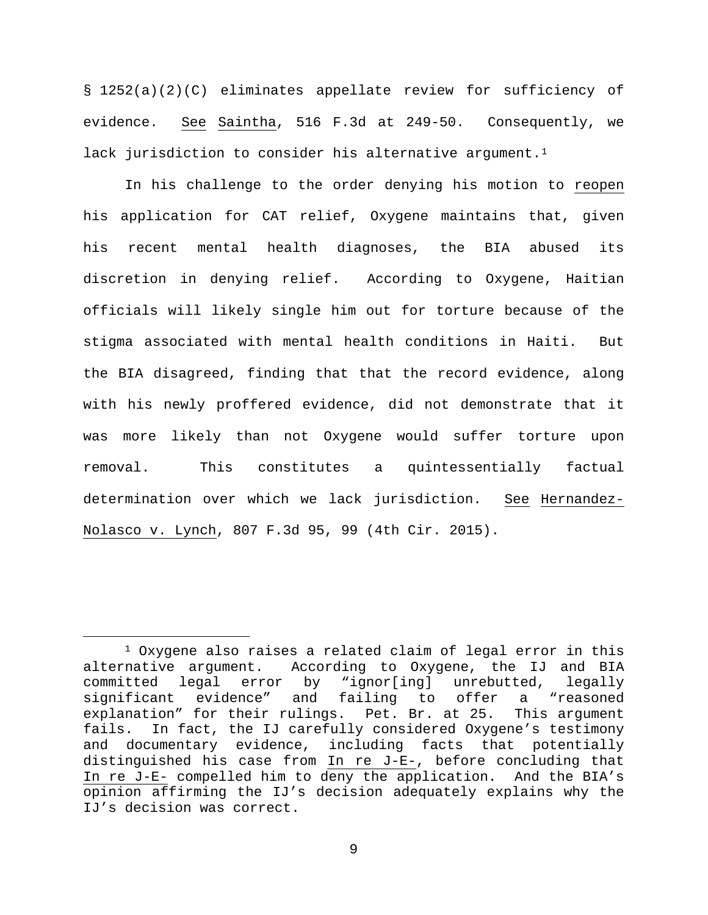§ 1252(a)(2)(C) eliminates appellate review for sufficiency of evidence. _See_ _Saintha_, 516 F.3d at 249-50. Consequently, we lack jurisdiction to consider his alternative argument.[1]

In his challenge to the order denying his motion to _reopen_ his application for CAT relief, Oxygene maintains that, given his recent mental health diagnoses, the BIA abused its discretion in denying relief. According to Oxygene, Haitian officials will likely single him out for torture because of the stigma associated with mental health conditions in Haiti. But the BIA disagreed, finding that that the record evidence, along with his newly proffered evidence, did not demonstrate that it was more likely than not Oxygene would suffer torture upon removal. This constitutes a quintessentially factual determination over which we lack jurisdiction. _See_ _Hernandez-Nolasco v. Lynch_, 807 F.3d 95, 99 (4th Cir. 2015).

---

[1] Oxygene also raises a related claim of legal error in this alternative argument. According to Oxygene, the IJ and BIA committed legal error by "ignor[ing] unrebutted, legally significant evidence" and failing to offer a "reasoned explanation" for their rulings. Pet. Br. at 25. This argument fails. In fact, the IJ carefully considered Oxygene's testimony and documentary evidence, including facts that potentially distinguished his case from _In re J-E-_, before concluding that _In re J-E-_ compelled him to deny the application. And the BIA's opinion affirming the IJ's decision adequately explains why the IJ's decision was correct.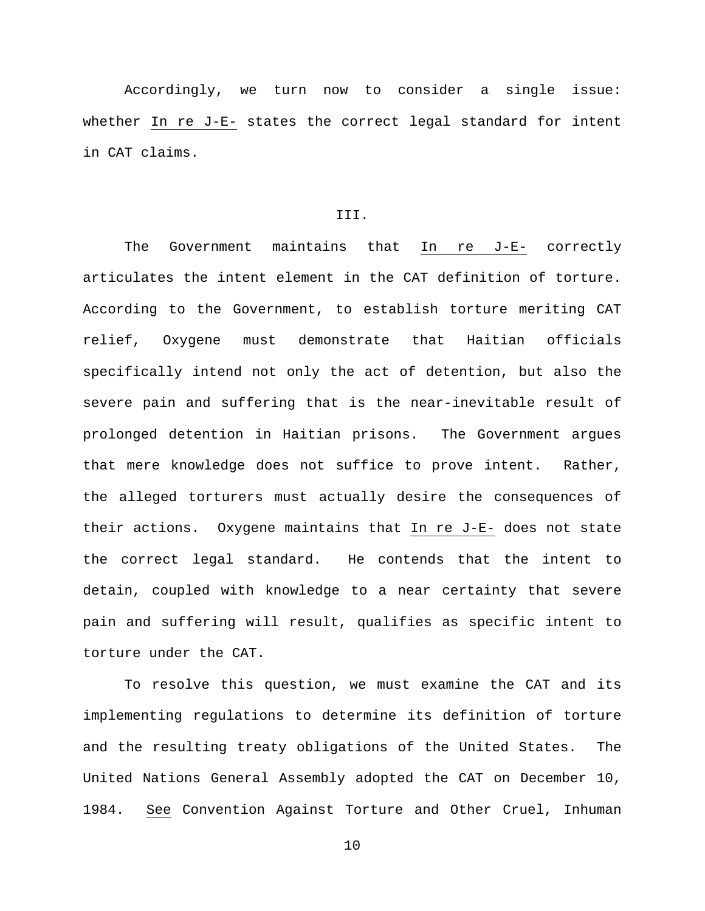Accordingly, we turn now to consider a single issue: whether In re J-E- states the correct legal standard for intent in CAT claims.

## III.

The Government maintains that In re J-E- correctly articulates the intent element in the CAT definition of torture. According to the Government, to establish torture meriting CAT relief, Oxygene must demonstrate that Haitian officials specifically intend not only the act of detention, but also the severe pain and suffering that is the near-inevitable result of prolonged detention in Haitian prisons. The Government argues that mere knowledge does not suffice to prove intent. Rather, the alleged torturers must actually desire the consequences of their actions. Oxygene maintains that In re J-E- does not state the correct legal standard. He contends that the intent to detain, coupled with knowledge to a near certainty that severe pain and suffering will result, qualifies as specific intent to torture under the CAT.

To resolve this question, we must examine the CAT and its implementing regulations to determine its definition of torture and the resulting treaty obligations of the United States. The United Nations General Assembly adopted the CAT on December 10, 1984. See Convention Against Torture and Other Cruel, Inhuman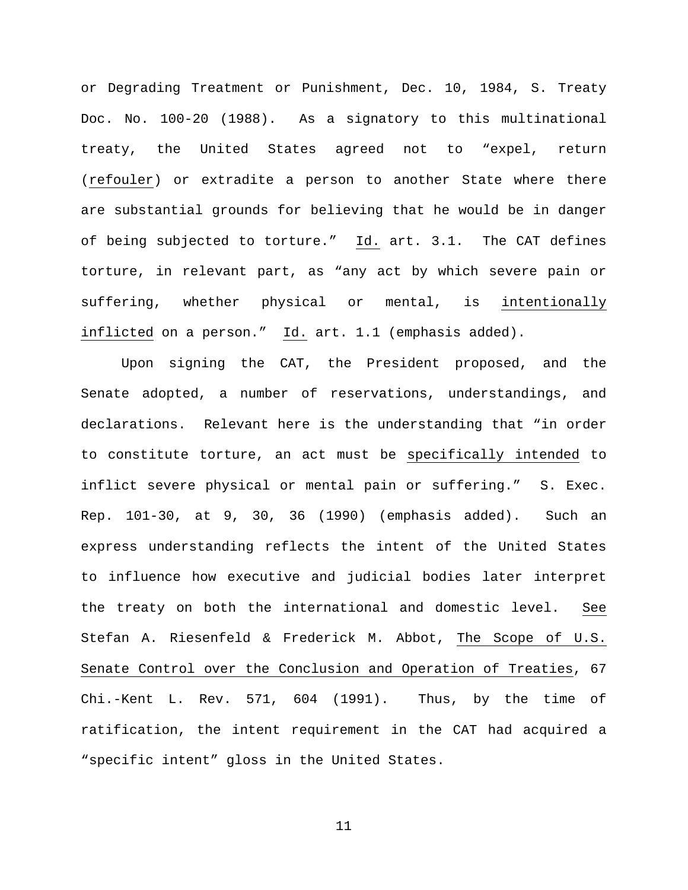or Degrading Treatment or Punishment, Dec. 10, 1984, S. Treaty Doc. No. 100-20 (1988). As a signatory to this multinational treaty, the United States agreed not to "expel, return (_refouler_) or extradite a person to another State where there are substantial grounds for believing that he would be in danger of being subjected to torture." _Id._ art. 3.1. The CAT defines torture, in relevant part, as "any act by which severe pain or suffering, whether physical or mental, is _intentionally inflicted_ on a person." _Id._ art. 1.1 (emphasis added).

Upon signing the CAT, the President proposed, and the Senate adopted, a number of reservations, understandings, and declarations. Relevant here is the understanding that "in order to constitute torture, an act must be _specifically intended_ to inflict severe physical or mental pain or suffering." S. Exec. Rep. 101-30, at 9, 30, 36 (1990) (emphasis added). Such an express understanding reflects the intent of the United States to influence how executive and judicial bodies later interpret the treaty on both the international and domestic level. _See_ Stefan A. Riesenfeld & Frederick M. Abbot, _The Scope of U.S. Senate Control over the Conclusion and Operation of Treaties_, 67 Chi.-Kent L. Rev. 571, 604 (1991). Thus, by the time of ratification, the intent requirement in the CAT had acquired a "specific intent" gloss in the United States.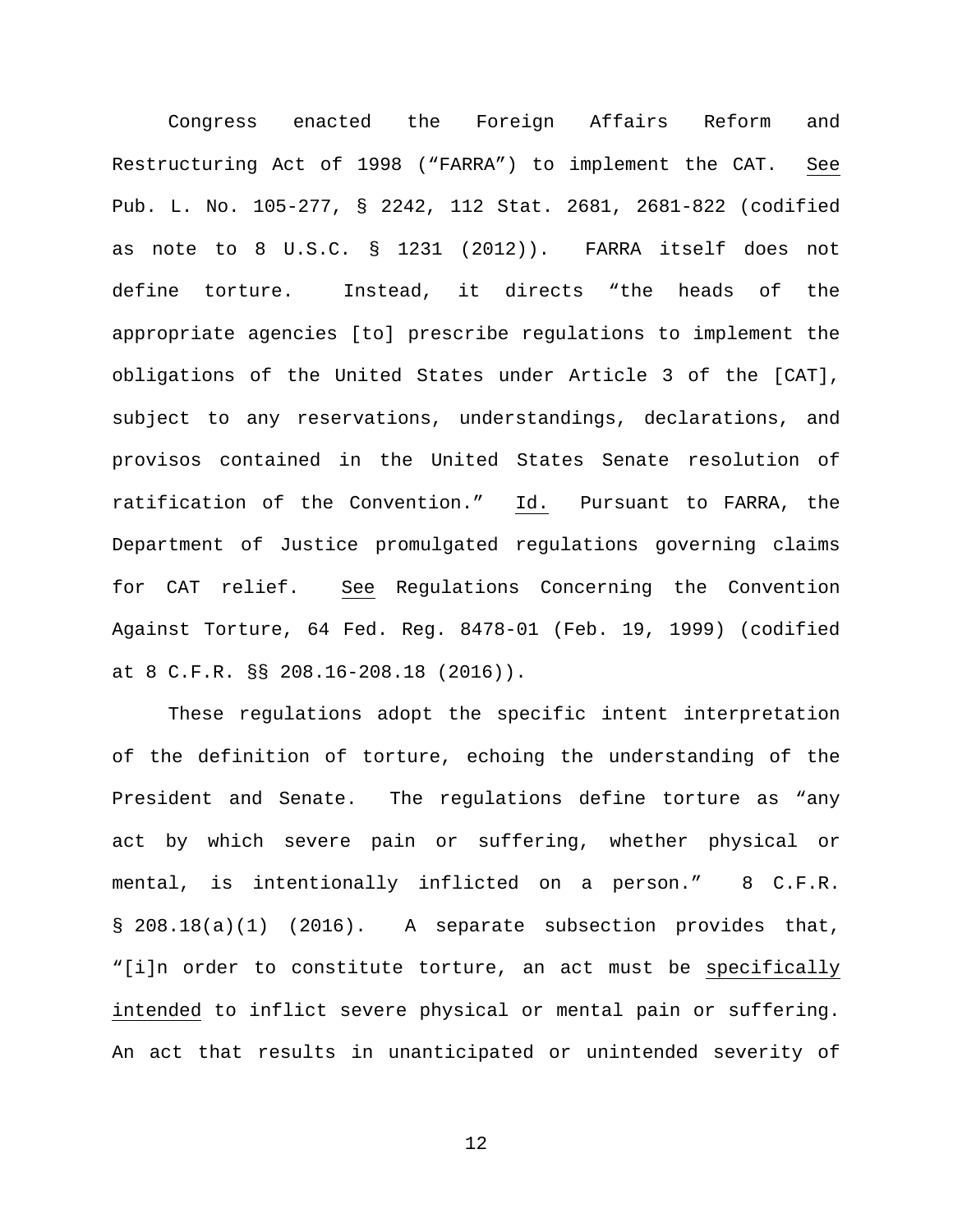Congress enacted the Foreign Affairs Reform and Restructuring Act of 1998 ("FARRA") to implement the CAT. See Pub. L. No. 105-277, § 2242, 112 Stat. 2681, 2681-822 (codified as note to 8 U.S.C. § 1231 (2012)). FARRA itself does not define torture. Instead, it directs "the heads of the appropriate agencies [to] prescribe regulations to implement the obligations of the United States under Article 3 of the [CAT], subject to any reservations, understandings, declarations, and provisos contained in the United States Senate resolution of ratification of the Convention." Id. Pursuant to FARRA, the Department of Justice promulgated regulations governing claims for CAT relief. See Regulations Concerning the Convention Against Torture, 64 Fed. Reg. 8478-01 (Feb. 19, 1999) (codified at 8 C.F.R. §§ 208.16-208.18 (2016)).

These regulations adopt the specific intent interpretation of the definition of torture, echoing the understanding of the President and Senate. The regulations define torture as "any act by which severe pain or suffering, whether physical or mental, is intentionally inflicted on a person." 8 C.F.R. § 208.18(a)(1) (2016). A separate subsection provides that, "[i]n order to constitute torture, an act must be specifically intended to inflict severe physical or mental pain or suffering. An act that results in unanticipated or unintended severity of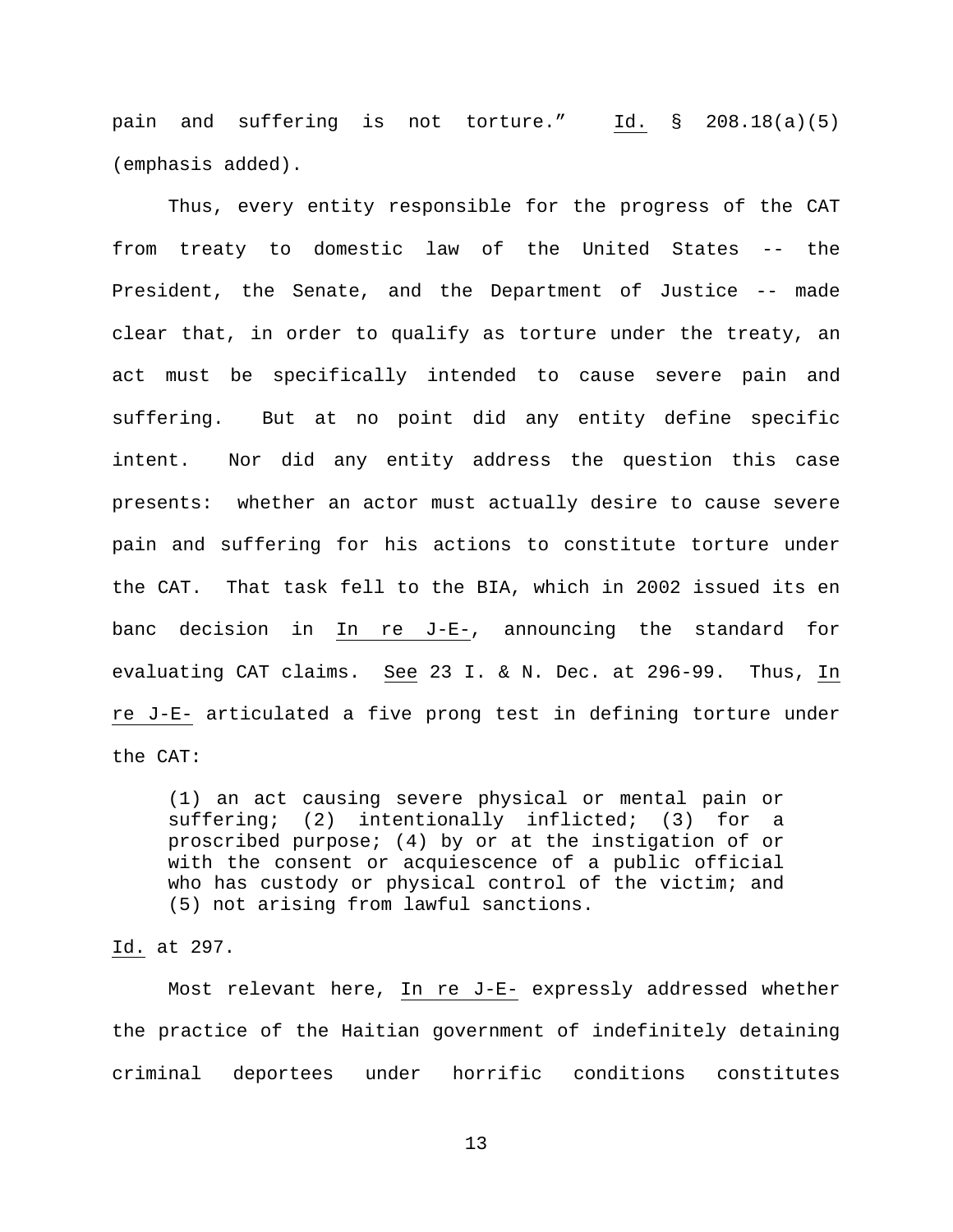pain and suffering is not torture." _Id._ § 208.18(a)(5) (emphasis added).

Thus, every entity responsible for the progress of the CAT from treaty to domestic law of the United States -- the President, the Senate, and the Department of Justice -- made clear that, in order to qualify as torture under the treaty, an act must be specifically intended to cause severe pain and suffering. But at no point did any entity define specific intent. Nor did any entity address the question this case presents: whether an actor must actually desire to cause severe pain and suffering for his actions to constitute torture under the CAT. That task fell to the BIA, which in 2002 issued its en banc decision in _In re J-E-_, announcing the standard for evaluating CAT claims. _See_ 23 I. & N. Dec. at 296-99. Thus, _In re J-E-_ articulated a five prong test in defining torture under the CAT:

> (1) an act causing severe physical or mental pain or suffering; (2) intentionally inflicted; (3) for a proscribed purpose; (4) by or at the instigation of or with the consent or acquiescence of a public official who has custody or physical control of the victim; and (5) not arising from lawful sanctions.

_Id._ at 297.

Most relevant here, _In re J-E-_ expressly addressed whether the practice of the Haitian government of indefinitely detaining criminal deportees under horrific conditions constitutes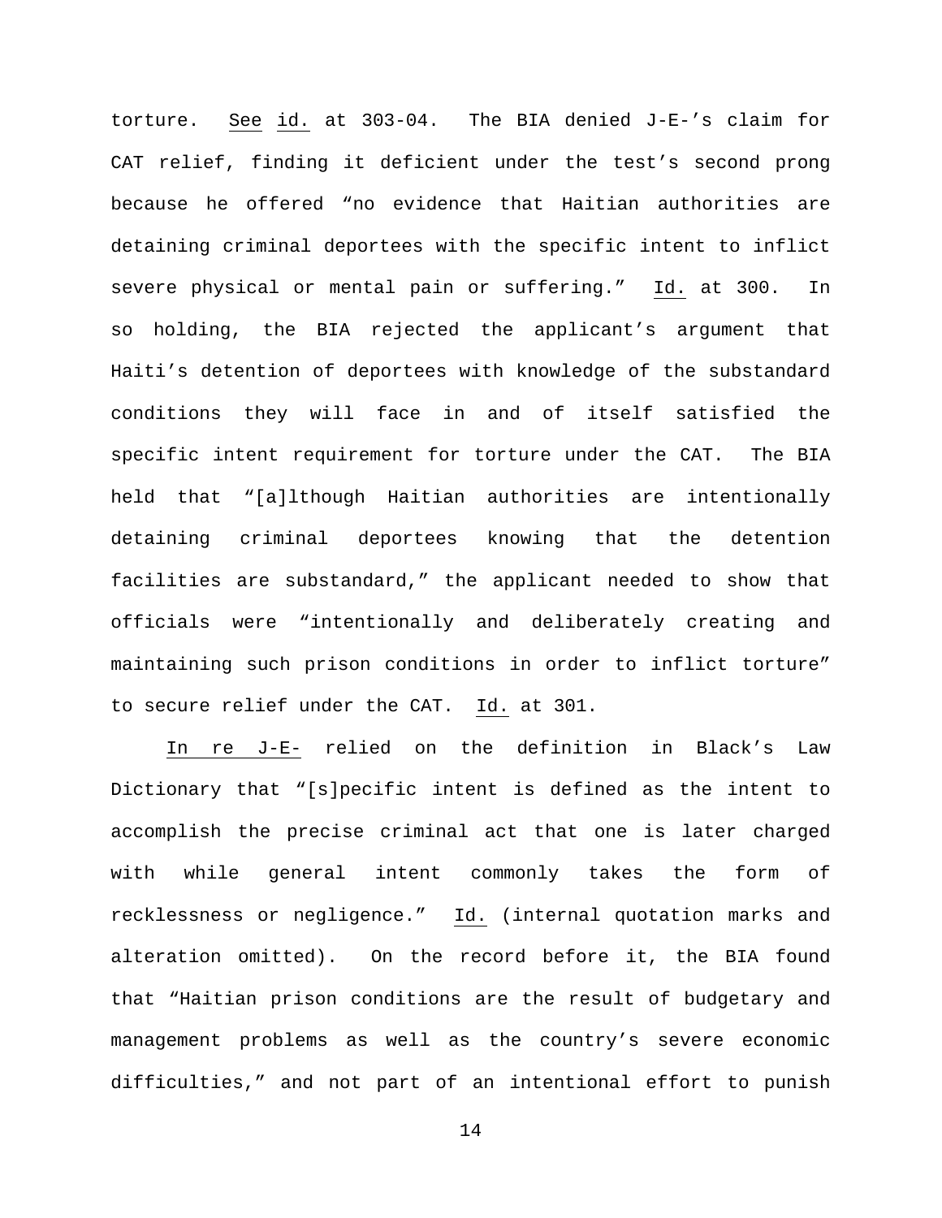torture. See id. at 303-04. The BIA denied J-E-'s claim for CAT relief, finding it deficient under the test's second prong because he offered "no evidence that Haitian authorities are detaining criminal deportees with the specific intent to inflict severe physical or mental pain or suffering." Id. at 300. In so holding, the BIA rejected the applicant's argument that Haiti's detention of deportees with knowledge of the substandard conditions they will face in and of itself satisfied the specific intent requirement for torture under the CAT. The BIA held that "[a]lthough Haitian authorities are intentionally detaining criminal deportees knowing that the detention facilities are substandard," the applicant needed to show that officials were "intentionally and deliberately creating and maintaining such prison conditions in order to inflict torture" to secure relief under the CAT. Id. at 301.

In re J-E- relied on the definition in Black's Law Dictionary that "[s]pecific intent is defined as the intent to accomplish the precise criminal act that one is later charged with while general intent commonly takes the form of recklessness or negligence." Id. (internal quotation marks and alteration omitted). On the record before it, the BIA found that "Haitian prison conditions are the result of budgetary and management problems as well as the country's severe economic difficulties," and not part of an intentional effort to punish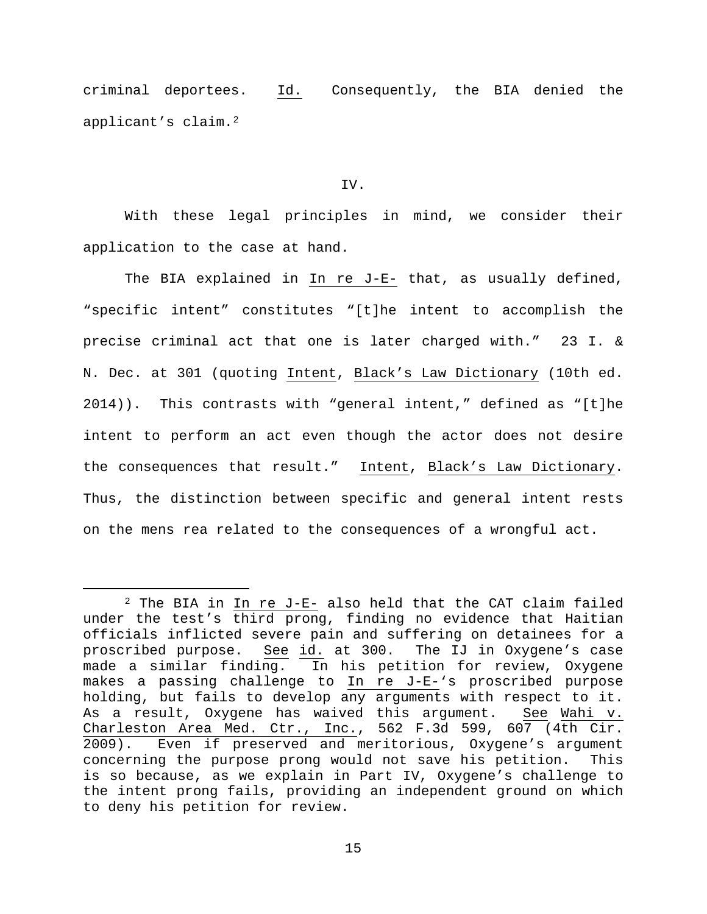criminal deportees. Id. Consequently, the BIA denied the applicant's claim.[2]

IV.

With these legal principles in mind, we consider their application to the case at hand.

The BIA explained in In re J-E- that, as usually defined, "specific intent" constitutes "[t]he intent to accomplish the precise criminal act that one is later charged with." 23 I. & N. Dec. at 301 (quoting Intent, Black's Law Dictionary (10th ed. 2014)). This contrasts with "general intent," defined as "[t]he intent to perform an act even though the actor does not desire the consequences that result." Intent, Black's Law Dictionary. Thus, the distinction between specific and general intent rests on the mens rea related to the consequences of a wrongful act.

[2] The BIA in In re J-E- also held that the CAT claim failed under the test's third prong, finding no evidence that Haitian officials inflicted severe pain and suffering on detainees for a proscribed purpose. See id. at 300. The IJ in Oxygene's case made a similar finding. In his petition for review, Oxygene makes a passing challenge to In re J-E-'s proscribed purpose holding, but fails to develop any arguments with respect to it. As a result, Oxygene has waived this argument. See Wahi v. Charleston Area Med. Ctr., Inc., 562 F.3d 599, 607 (4th Cir. 2009). Even if preserved and meritorious, Oxygene's argument concerning the purpose prong would not save his petition. This is so because, as we explain in Part IV, Oxygene's challenge to the intent prong fails, providing an independent ground on which to deny his petition for review.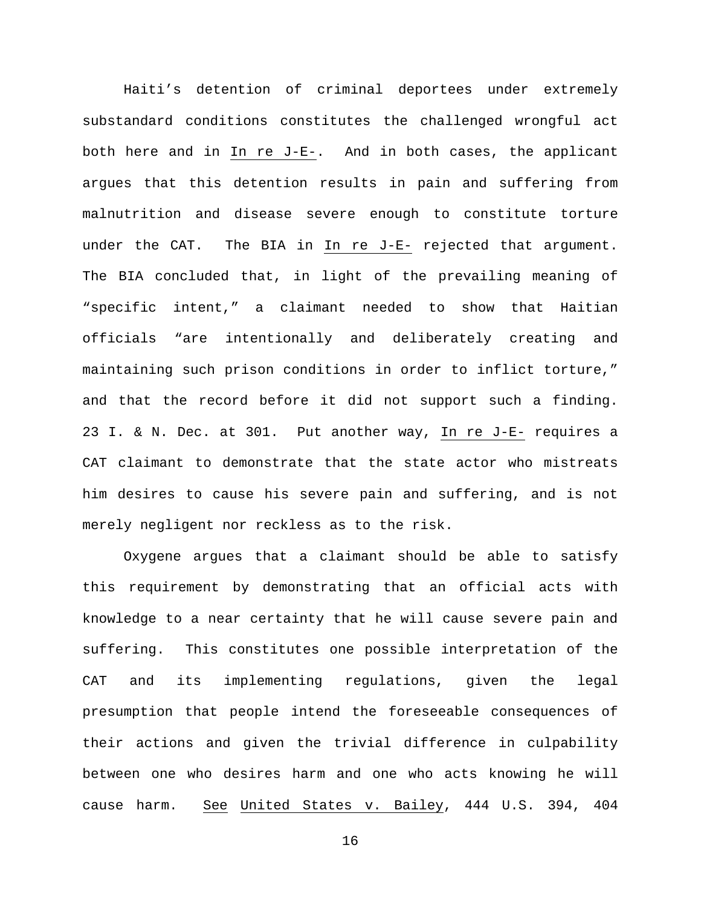Haiti's detention of criminal deportees under extremely substandard conditions constitutes the challenged wrongful act both here and in In re J-E-. And in both cases, the applicant argues that this detention results in pain and suffering from malnutrition and disease severe enough to constitute torture under the CAT. The BIA in In re J-E- rejected that argument. The BIA concluded that, in light of the prevailing meaning of "specific intent," a claimant needed to show that Haitian officials "are intentionally and deliberately creating and maintaining such prison conditions in order to inflict torture," and that the record before it did not support such a finding. 23 I. & N. Dec. at 301. Put another way, In re J-E- requires a CAT claimant to demonstrate that the state actor who mistreats him desires to cause his severe pain and suffering, and is not merely negligent nor reckless as to the risk.

Oxygene argues that a claimant should be able to satisfy this requirement by demonstrating that an official acts with knowledge to a near certainty that he will cause severe pain and suffering. This constitutes one possible interpretation of the CAT and its implementing regulations, given the legal presumption that people intend the foreseeable consequences of their actions and given the trivial difference in culpability between one who desires harm and one who acts knowing he will cause harm. See United States v. Bailey, 444 U.S. 394, 404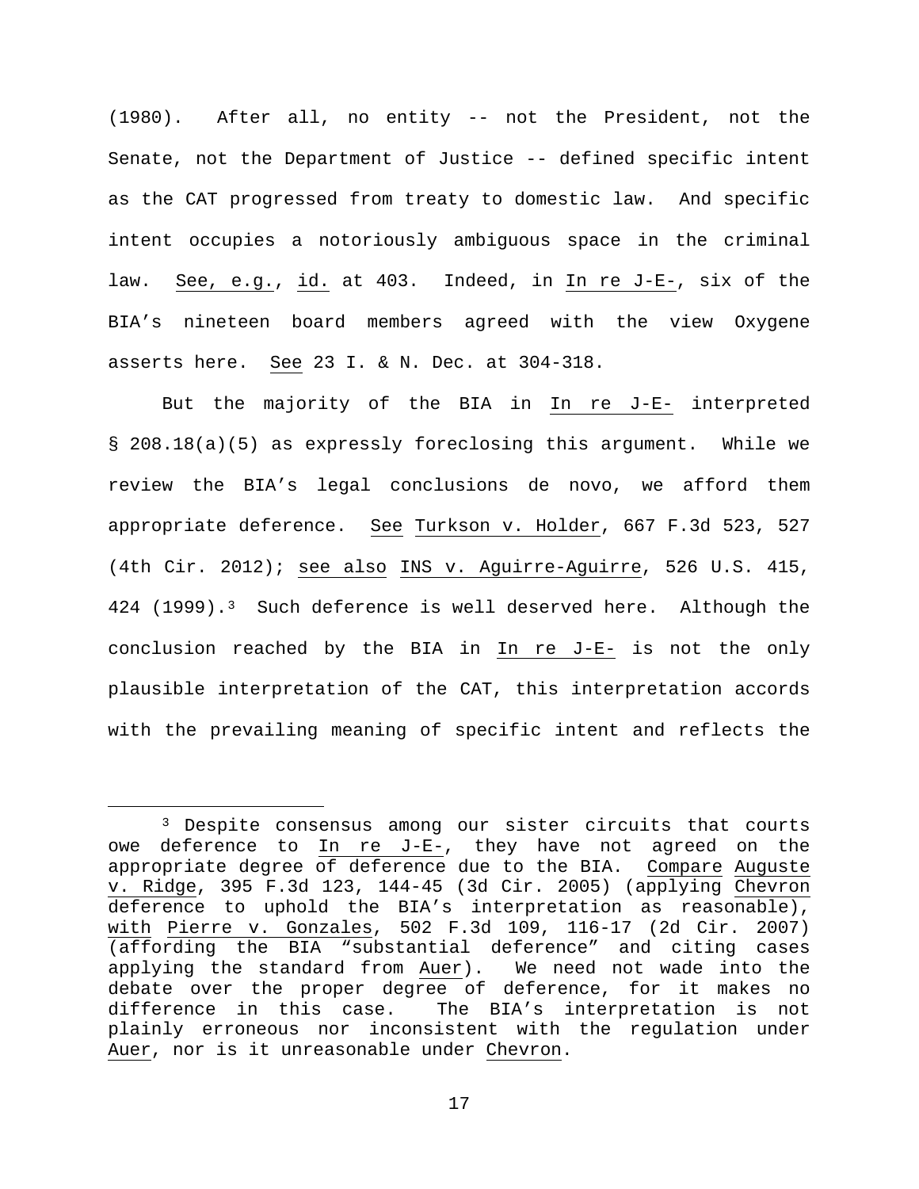(1980). After all, no entity -- not the President, not the Senate, not the Department of Justice -- defined specific intent as the CAT progressed from treaty to domestic law. And specific intent occupies a notoriously ambiguous space in the criminal law. See, e.g., id. at 403. Indeed, in In re J-E-, six of the BIA's nineteen board members agreed with the view Oxygene asserts here. See 23 I. & N. Dec. at 304-318.

But the majority of the BIA in In re J-E- interpreted § 208.18(a)(5) as expressly foreclosing this argument. While we review the BIA's legal conclusions de novo, we afford them appropriate deference. See Turkson v. Holder, 667 F.3d 523, 527 (4th Cir. 2012); see also INS v. Aguirre-Aguirre, 526 U.S. 415, 424 (1999).[3] Such deference is well deserved here. Although the conclusion reached by the BIA in In re J-E- is not the only plausible interpretation of the CAT, this interpretation accords with the prevailing meaning of specific intent and reflects the

[3] Despite consensus among our sister circuits that courts owe deference to In re J-E-, they have not agreed on the appropriate degree of deference due to the BIA. Compare Auguste v. Ridge, 395 F.3d 123, 144-45 (3d Cir. 2005) (applying Chevron deference to uphold the BIA's interpretation as reasonable), with Pierre v. Gonzales, 502 F.3d 109, 116-17 (2d Cir. 2007) (affording the BIA "substantial deference" and citing cases applying the standard from Auer). We need not wade into the debate over the proper degree of deference, for it makes no difference in this case. The BIA's interpretation is not plainly erroneous nor inconsistent with the regulation under Auer, nor is it unreasonable under Chevron.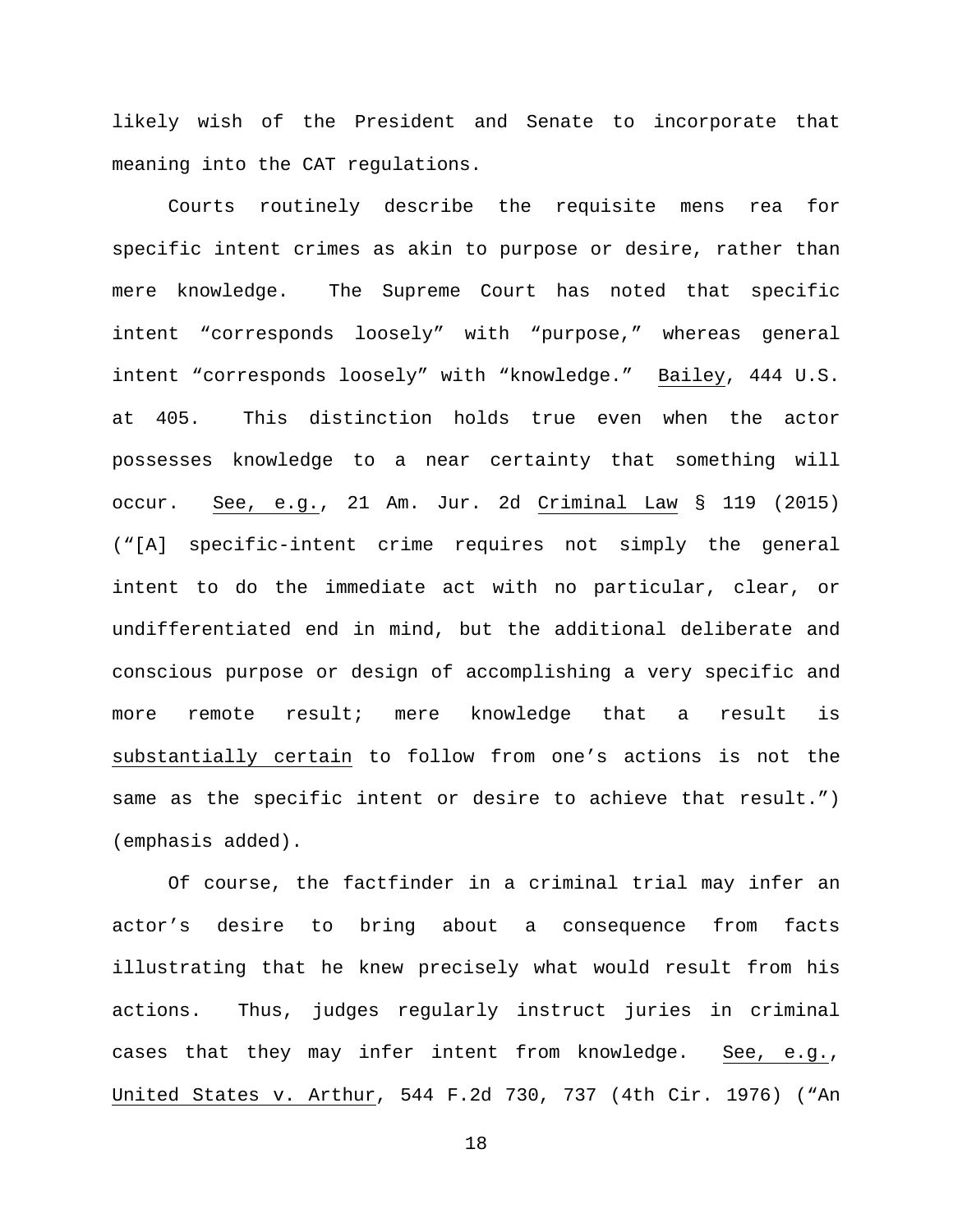likely wish of the President and Senate to incorporate that meaning into the CAT regulations.

Courts routinely describe the requisite mens rea for specific intent crimes as akin to purpose or desire, rather than mere knowledge. The Supreme Court has noted that specific intent "corresponds loosely" with "purpose," whereas general intent "corresponds loosely" with "knowledge." Bailey, 444 U.S. at 405. This distinction holds true even when the actor possesses knowledge to a near certainty that something will occur. See, e.g., 21 Am. Jur. 2d Criminal Law § 119 (2015) ("[A] specific-intent crime requires not simply the general intent to do the immediate act with no particular, clear, or undifferentiated end in mind, but the additional deliberate and conscious purpose or design of accomplishing a very specific and more remote result; mere knowledge that a result is substantially certain to follow from one's actions is not the same as the specific intent or desire to achieve that result.") (emphasis added).

Of course, the factfinder in a criminal trial may infer an actor's desire to bring about a consequence from facts illustrating that he knew precisely what would result from his actions. Thus, judges regularly instruct juries in criminal cases that they may infer intent from knowledge. See, e.g., United States v. Arthur, 544 F.2d 730, 737 (4th Cir. 1976) ("An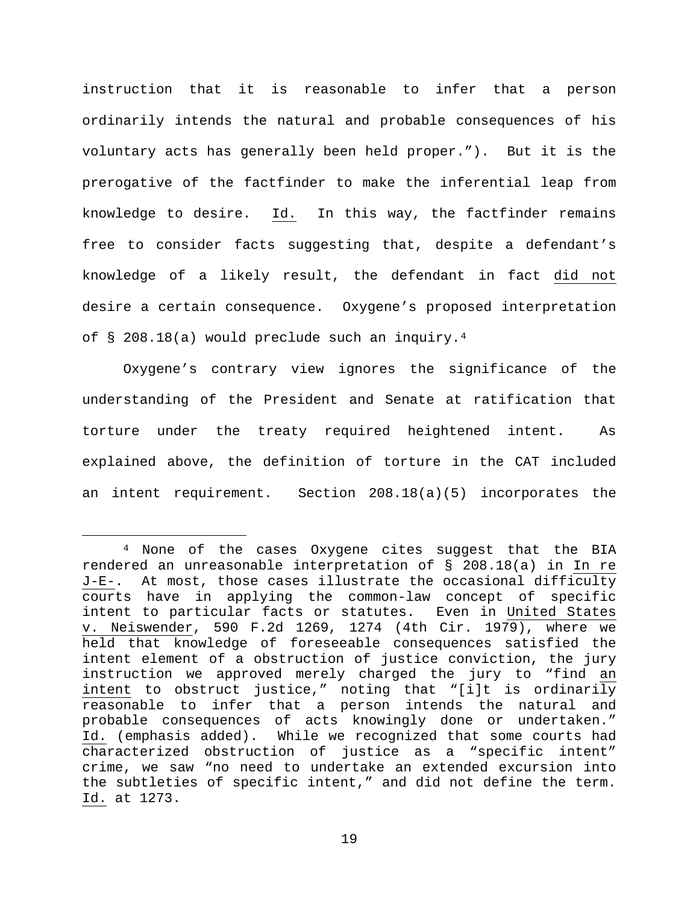instruction that it is reasonable to infer that a person ordinarily intends the natural and probable consequences of his voluntary acts has generally been held proper."). But it is the prerogative of the factfinder to make the inferential leap from knowledge to desire. Id. In this way, the factfinder remains free to consider facts suggesting that, despite a defendant's knowledge of a likely result, the defendant in fact did not desire a certain consequence. Oxygene's proposed interpretation of § 208.18(a) would preclude such an inquiry.[4]

Oxygene's contrary view ignores the significance of the understanding of the President and Senate at ratification that torture under the treaty required heightened intent. As explained above, the definition of torture in the CAT included an intent requirement. Section 208.18(a)(5) incorporates the

---

[4] None of the cases Oxygene cites suggest that the BIA rendered an unreasonable interpretation of § 208.18(a) in In re J-E-. At most, those cases illustrate the occasional difficulty courts have in applying the common-law concept of specific intent to particular facts or statutes. Even in United States v. Neiswender, 590 F.2d 1269, 1274 (4th Cir. 1979), where we held that knowledge of foreseeable consequences satisfied the intent element of a obstruction of justice conviction, the jury instruction we approved merely charged the jury to "find an intent to obstruct justice," noting that "[i]t is ordinarily reasonable to infer that a person intends the natural and probable consequences of acts knowingly done or undertaken." Id. (emphasis added). While we recognized that some courts had characterized obstruction of justice as a "specific intent" crime, we saw "no need to undertake an extended excursion into the subtleties of specific intent," and did not define the term. Id. at 1273.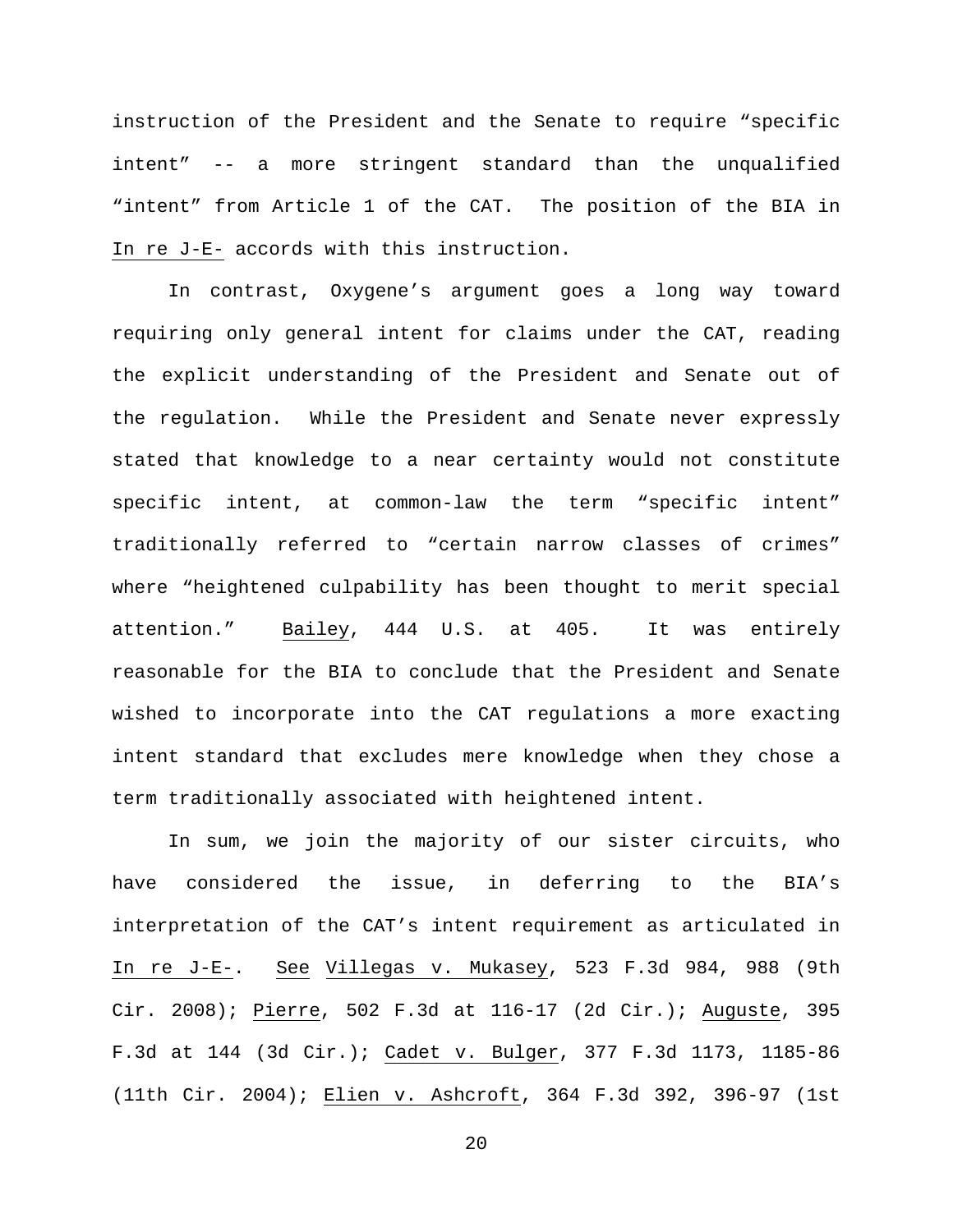instruction of the President and the Senate to require "specific intent" -- a more stringent standard than the unqualified "intent" from Article 1 of the CAT. The position of the BIA in In re J-E- accords with this instruction.

In contrast, Oxygene's argument goes a long way toward requiring only general intent for claims under the CAT, reading the explicit understanding of the President and Senate out of the regulation. While the President and Senate never expressly stated that knowledge to a near certainty would not constitute specific intent, at common-law the term "specific intent" traditionally referred to "certain narrow classes of crimes" where "heightened culpability has been thought to merit special attention." Bailey, 444 U.S. at 405. It was entirely reasonable for the BIA to conclude that the President and Senate wished to incorporate into the CAT regulations a more exacting intent standard that excludes mere knowledge when they chose a term traditionally associated with heightened intent.

In sum, we join the majority of our sister circuits, who have considered the issue, in deferring to the BIA's interpretation of the CAT's intent requirement as articulated in In re J-E-. See Villegas v. Mukasey, 523 F.3d 984, 988 (9th Cir. 2008); Pierre, 502 F.3d at 116-17 (2d Cir.); Auguste, 395 F.3d at 144 (3d Cir.); Cadet v. Bulger, 377 F.3d 1173, 1185-86 (11th Cir. 2004); Elien v. Ashcroft, 364 F.3d 392, 396-97 (1st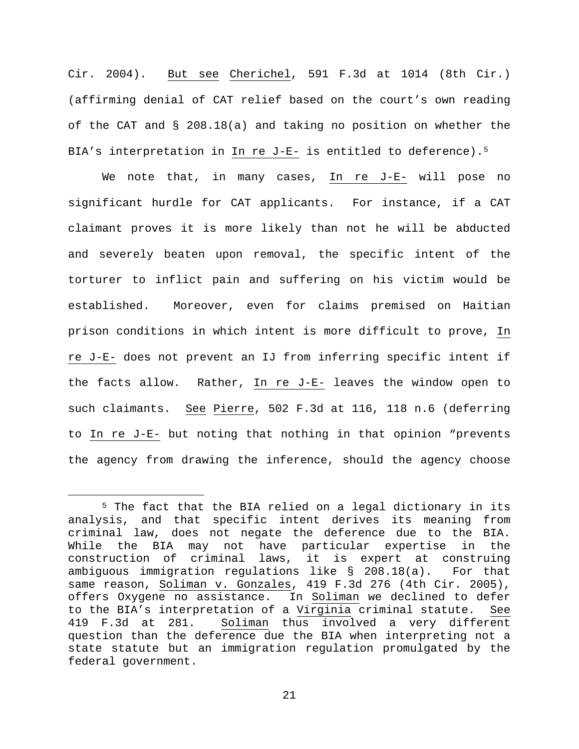Cir. 2004). But see Cherichel, 591 F.3d at 1014 (8th Cir.) (affirming denial of CAT relief based on the court's own reading of the CAT and § 208.18(a) and taking no position on whether the BIA's interpretation in In re J-E- is entitled to deference).[5]

We note that, in many cases, In re J-E- will pose no significant hurdle for CAT applicants. For instance, if a CAT claimant proves it is more likely than not he will be abducted and severely beaten upon removal, the specific intent of the torturer to inflict pain and suffering on his victim would be established. Moreover, even for claims premised on Haitian prison conditions in which intent is more difficult to prove, In re J-E- does not prevent an IJ from inferring specific intent if the facts allow. Rather, In re J-E- leaves the window open to such claimants. See Pierre, 502 F.3d at 116, 118 n.6 (deferring to In re J-E- but noting that nothing in that opinion "prevents the agency from drawing the inference, should the agency choose

[5] The fact that the BIA relied on a legal dictionary in its analysis, and that specific intent derives its meaning from criminal law, does not negate the deference due to the BIA. While the BIA may not have particular expertise in the construction of criminal laws, it is expert at construing ambiguous immigration regulations like § 208.18(a). For that same reason, Soliman v. Gonzales, 419 F.3d 276 (4th Cir. 2005), offers Oxygene no assistance. In Soliman we declined to defer to the BIA's interpretation of a Virginia criminal statute. See 419 F.3d at 281. Soliman thus involved a very different question than the deference due the BIA when interpreting not a state statute but an immigration regulation promulgated by the federal government.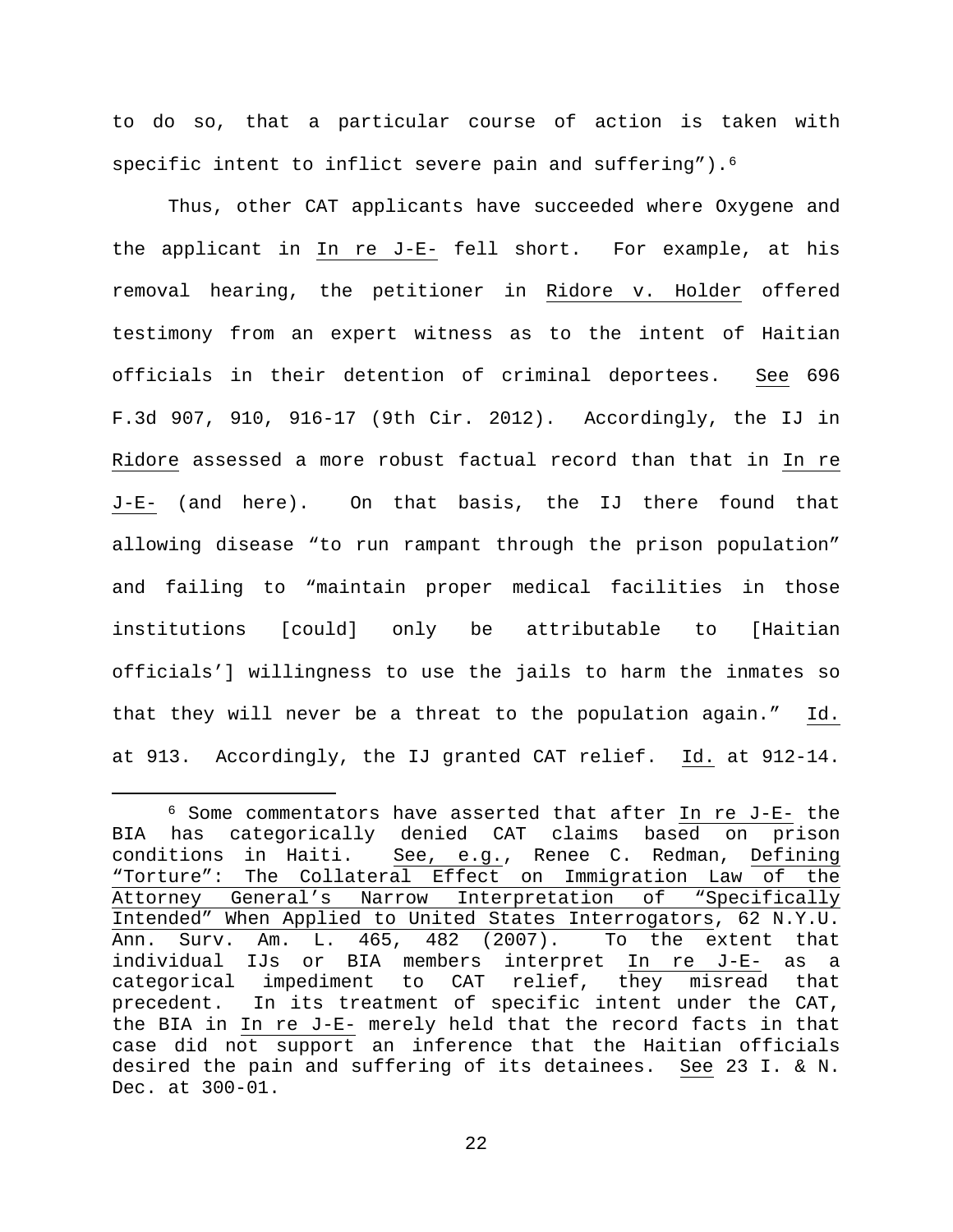to do so, that a particular course of action is taken with specific intent to inflict severe pain and suffering").[6]

Thus, other CAT applicants have succeeded where Oxygene and the applicant in In re J-E- fell short. For example, at his removal hearing, the petitioner in Ridore v. Holder offered testimony from an expert witness as to the intent of Haitian officials in their detention of criminal deportees. See 696 F.3d 907, 910, 916-17 (9th Cir. 2012). Accordingly, the IJ in Ridore assessed a more robust factual record than that in In re J-E- (and here). On that basis, the IJ there found that allowing disease "to run rampant through the prison population" and failing to "maintain proper medical facilities in those institutions [could] only be attributable to [Haitian officials'] willingness to use the jails to harm the inmates so that they will never be a threat to the population again." Id. at 913. Accordingly, the IJ granted CAT relief. Id. at 912-14.

[6] Some commentators have asserted that after In re J-E- the BIA has categorically denied CAT claims based on prison conditions in Haiti. See, e.g., Renee C. Redman, Defining "Torture": The Collateral Effect on Immigration Law of the Attorney General's Narrow Interpretation of "Specifically Intended" When Applied to United States Interrogators, 62 N.Y.U. Ann. Surv. Am. L. 465, 482 (2007). To the extent that individual IJs or BIA members interpret In re J-E- as a categorical impediment to CAT relief, they misread that precedent. In its treatment of specific intent under the CAT, the BIA in In re J-E- merely held that the record facts in that case did not support an inference that the Haitian officials desired the pain and suffering of its detainees. See 23 I. & N. Dec. at 300-01.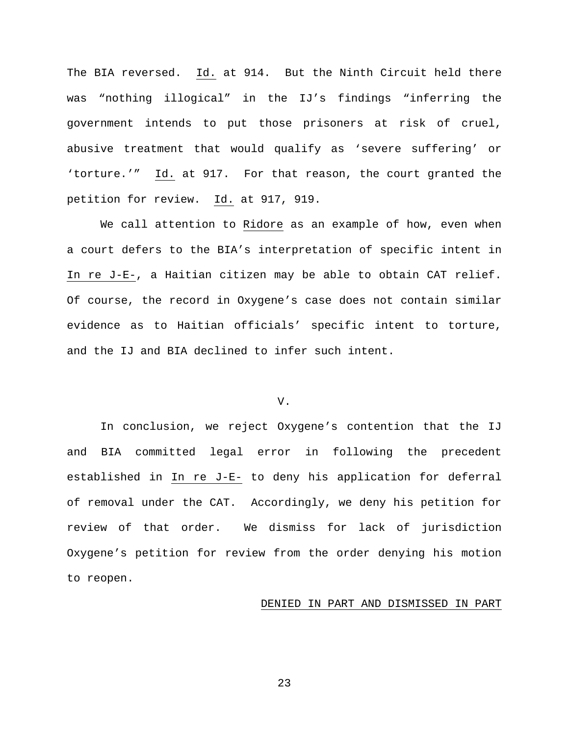The BIA reversed. Id. at 914. But the Ninth Circuit held there was "nothing illogical" in the IJ's findings "inferring the government intends to put those prisoners at risk of cruel, abusive treatment that would qualify as 'severe suffering' or 'torture.'" Id. at 917. For that reason, the court granted the petition for review. Id. at 917, 919.

We call attention to Ridore as an example of how, even when a court defers to the BIA's interpretation of specific intent in In re J-E-, a Haitian citizen may be able to obtain CAT relief. Of course, the record in Oxygene's case does not contain similar evidence as to Haitian officials' specific intent to torture, and the IJ and BIA declined to infer such intent.

V.

In conclusion, we reject Oxygene's contention that the IJ and BIA committed legal error in following the precedent established in In re J-E- to deny his application for deferral of removal under the CAT. Accordingly, we deny his petition for review of that order. We dismiss for lack of jurisdiction Oxygene's petition for review from the order denying his motion to reopen.

DENIED IN PART AND DISMISSED IN PART